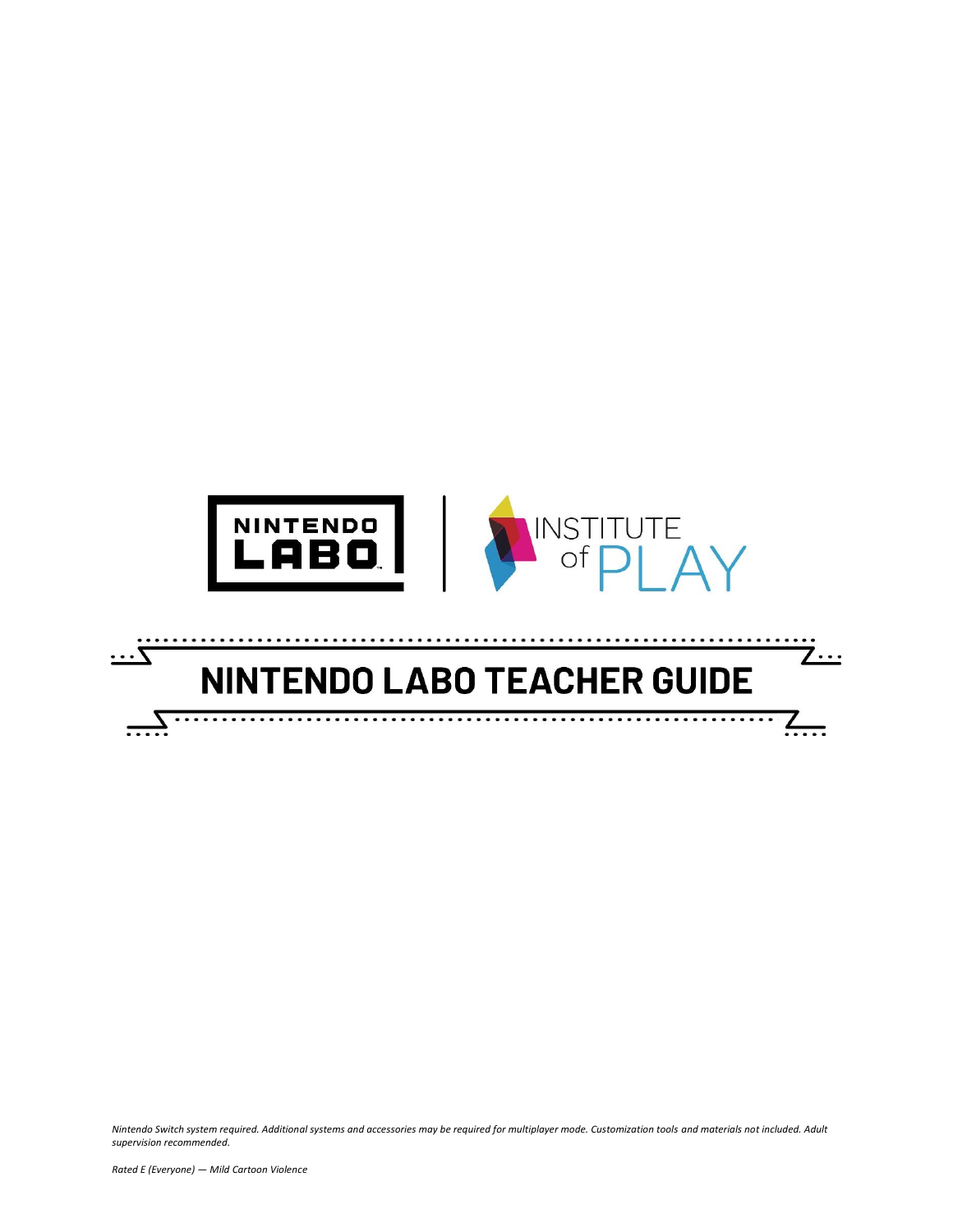NINTENDO LABO | INSTITUTE of PLAY

# NINTENDO LABO TEACHER GUIDE

*Nintendo Switch system required. Additional systems and accessories may be required for multiplayer mode. Customization tools and materials not included. Adult supervision recommended.*

*Rated E (Everyone) — Mild Cartoon Violence*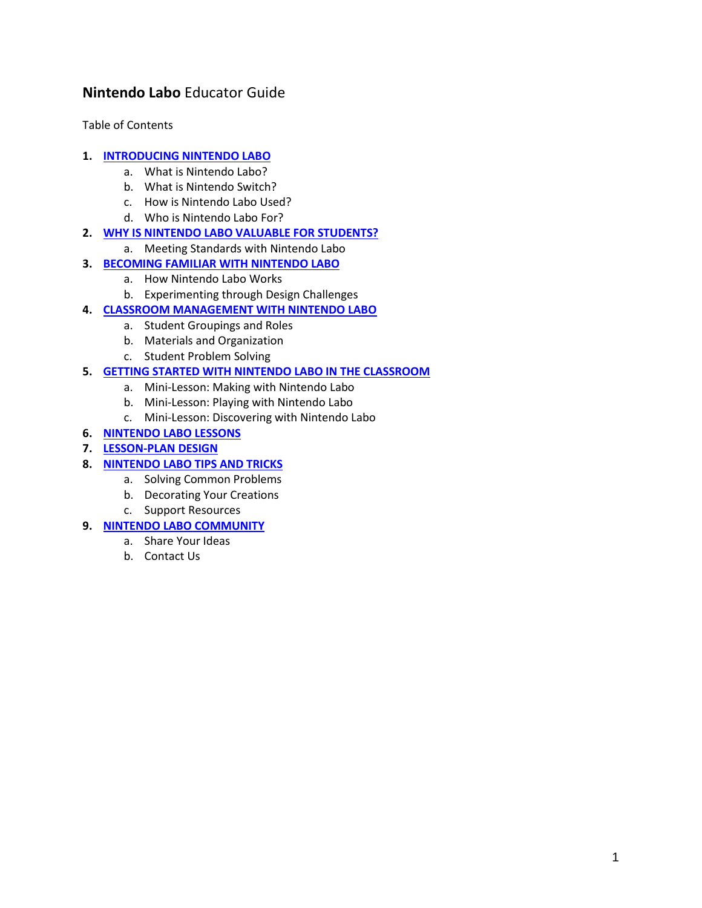# **Nintendo Labo** Educator Guide

Table of Contents

1. **INTRODUCING NINTENDO LABO**
   a. What is Nintendo Labo?
   b. What is Nintendo Switch?
   c. How is Nintendo Labo Used?
   d. Who is Nintendo Labo For?
2. **WHY IS NINTENDO LABO VALUABLE FOR STUDENTS?**
   a. Meeting Standards with Nintendo Labo
3. **BECOMING FAMILIAR WITH NINTENDO LABO**
   a. How Nintendo Labo Works
   b. Experimenting through Design Challenges
4. **CLASSROOM MANAGEMENT WITH NINTENDO LABO**
   a. Student Groupings and Roles
   b. Materials and Organization
   c. Student Problem Solving
5. **GETTING STARTED WITH NINTENDO LABO IN THE CLASSROOM**
   a. Mini-Lesson: Making with Nintendo Labo
   b. Mini-Lesson: Playing with Nintendo Labo
   c. Mini-Lesson: Discovering with Nintendo Labo
6. **NINTENDO LABO LESSONS**
7. **LESSON-PLAN DESIGN**
8. **NINTENDO LABO TIPS AND TRICKS**
   a. Solving Common Problems
   b. Decorating Your Creations
   c. Support Resources
9. **NINTENDO LABO COMMUNITY**
   a. Share Your Ideas
   b. Contact Us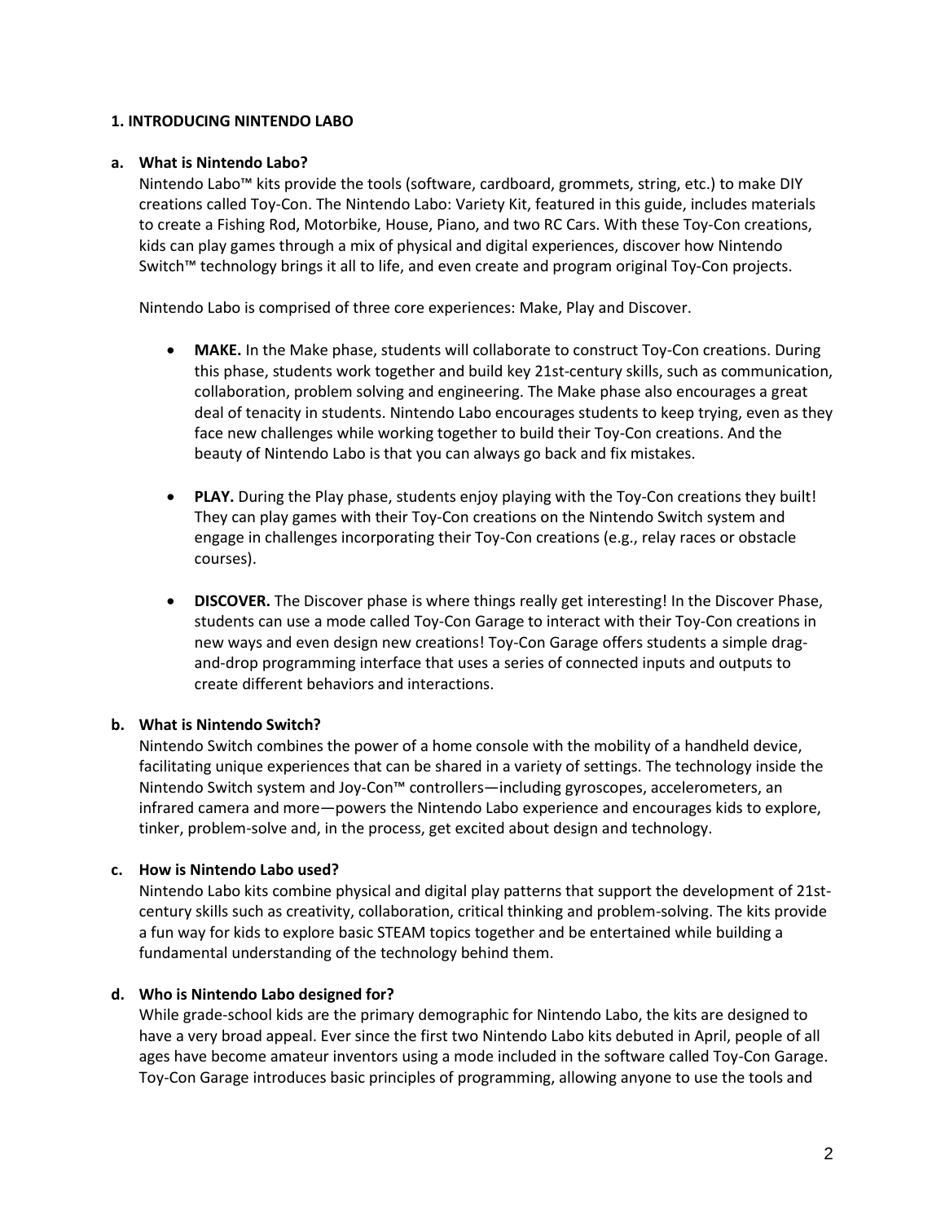## 1. INTRODUCING NINTENDO LABO

### a. What is Nintendo Labo?

Nintendo Labo™ kits provide the tools (software, cardboard, grommets, string, etc.) to make DIY creations called Toy-Con. The Nintendo Labo: Variety Kit, featured in this guide, includes materials to create a Fishing Rod, Motorbike, House, Piano, and two RC Cars. With these Toy-Con creations, kids can play games through a mix of physical and digital experiences, discover how Nintendo Switch™ technology brings it all to life, and even create and program original Toy-Con projects.

Nintendo Labo is comprised of three core experiences: Make, Play and Discover.

- **MAKE.** In the Make phase, students will collaborate to construct Toy-Con creations. During this phase, students work together and build key 21st-century skills, such as communication, collaboration, problem solving and engineering. The Make phase also encourages a great deal of tenacity in students. Nintendo Labo encourages students to keep trying, even as they face new challenges while working together to build their Toy-Con creations. And the beauty of Nintendo Labo is that you can always go back and fix mistakes.

- **PLAY.** During the Play phase, students enjoy playing with the Toy-Con creations they built! They can play games with their Toy-Con creations on the Nintendo Switch system and engage in challenges incorporating their Toy-Con creations (e.g., relay races or obstacle courses).

- **DISCOVER.** The Discover phase is where things really get interesting! In the Discover Phase, students can use a mode called Toy-Con Garage to interact with their Toy-Con creations in new ways and even design new creations! Toy-Con Garage offers students a simple drag-and-drop programming interface that uses a series of connected inputs and outputs to create different behaviors and interactions.

### b. What is Nintendo Switch?

Nintendo Switch combines the power of a home console with the mobility of a handheld device, facilitating unique experiences that can be shared in a variety of settings. The technology inside the Nintendo Switch system and Joy-Con™ controllers—including gyroscopes, accelerometers, an infrared camera and more—powers the Nintendo Labo experience and encourages kids to explore, tinker, problem-solve and, in the process, get excited about design and technology.

### c. How is Nintendo Labo used?

Nintendo Labo kits combine physical and digital play patterns that support the development of 21st-century skills such as creativity, collaboration, critical thinking and problem-solving. The kits provide a fun way for kids to explore basic STEAM topics together and be entertained while building a fundamental understanding of the technology behind them.

### d. Who is Nintendo Labo designed for?

While grade-school kids are the primary demographic for Nintendo Labo, the kits are designed to have a very broad appeal. Ever since the first two Nintendo Labo kits debuted in April, people of all ages have become amateur inventors using a mode included in the software called Toy-Con Garage. Toy-Con Garage introduces basic principles of programming, allowing anyone to use the tools and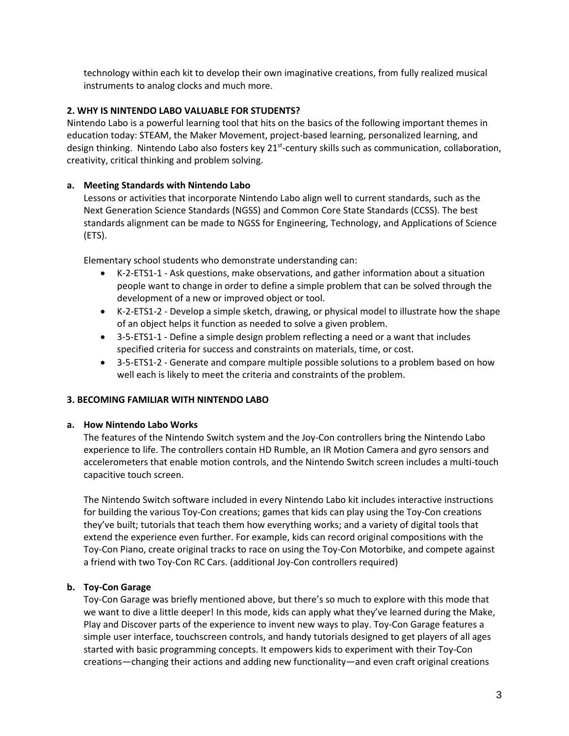technology within each kit to develop their own imaginative creations, from fully realized musical instruments to analog clocks and much more.

## 2. WHY IS NINTENDO LABO VALUABLE FOR STUDENTS?

Nintendo Labo is a powerful learning tool that hits on the basics of the following important themes in education today: STEAM, the Maker Movement, project-based learning, personalized learning, and design thinking. Nintendo Labo also fosters key 21st-century skills such as communication, collaboration, creativity, critical thinking and problem solving.

### a. Meeting Standards with Nintendo Labo

Lessons or activities that incorporate Nintendo Labo align well to current standards, such as the Next Generation Science Standards (NGSS) and Common Core State Standards (CCSS). The best standards alignment can be made to NGSS for Engineering, Technology, and Applications of Science (ETS).

Elementary school students who demonstrate understanding can:

- K-2-ETS1-1 - Ask questions, make observations, and gather information about a situation people want to change in order to define a simple problem that can be solved through the development of a new or improved object or tool.
- K-2-ETS1-2 - Develop a simple sketch, drawing, or physical model to illustrate how the shape of an object helps it function as needed to solve a given problem.
- 3-5-ETS1-1 - Define a simple design problem reflecting a need or a want that includes specified criteria for success and constraints on materials, time, or cost.
- 3-5-ETS1-2 - Generate and compare multiple possible solutions to a problem based on how well each is likely to meet the criteria and constraints of the problem.

## 3. BECOMING FAMILIAR WITH NINTENDO LABO

### a. How Nintendo Labo Works

The features of the Nintendo Switch system and the Joy-Con controllers bring the Nintendo Labo experience to life. The controllers contain HD Rumble, an IR Motion Camera and gyro sensors and accelerometers that enable motion controls, and the Nintendo Switch screen includes a multi-touch capacitive touch screen.

The Nintendo Switch software included in every Nintendo Labo kit includes interactive instructions for building the various Toy-Con creations; games that kids can play using the Toy-Con creations they've built; tutorials that teach them how everything works; and a variety of digital tools that extend the experience even further. For example, kids can record original compositions with the Toy-Con Piano, create original tracks to race on using the Toy-Con Motorbike, and compete against a friend with two Toy-Con RC Cars. (additional Joy-Con controllers required)

### b. Toy-Con Garage

Toy-Con Garage was briefly mentioned above, but there's so much to explore with this mode that we want to dive a little deeper! In this mode, kids can apply what they've learned during the Make, Play and Discover parts of the experience to invent new ways to play. Toy-Con Garage features a simple user interface, touchscreen controls, and handy tutorials designed to get players of all ages started with basic programming concepts. It empowers kids to experiment with their Toy-Con creations—changing their actions and adding new functionality—and even craft original creations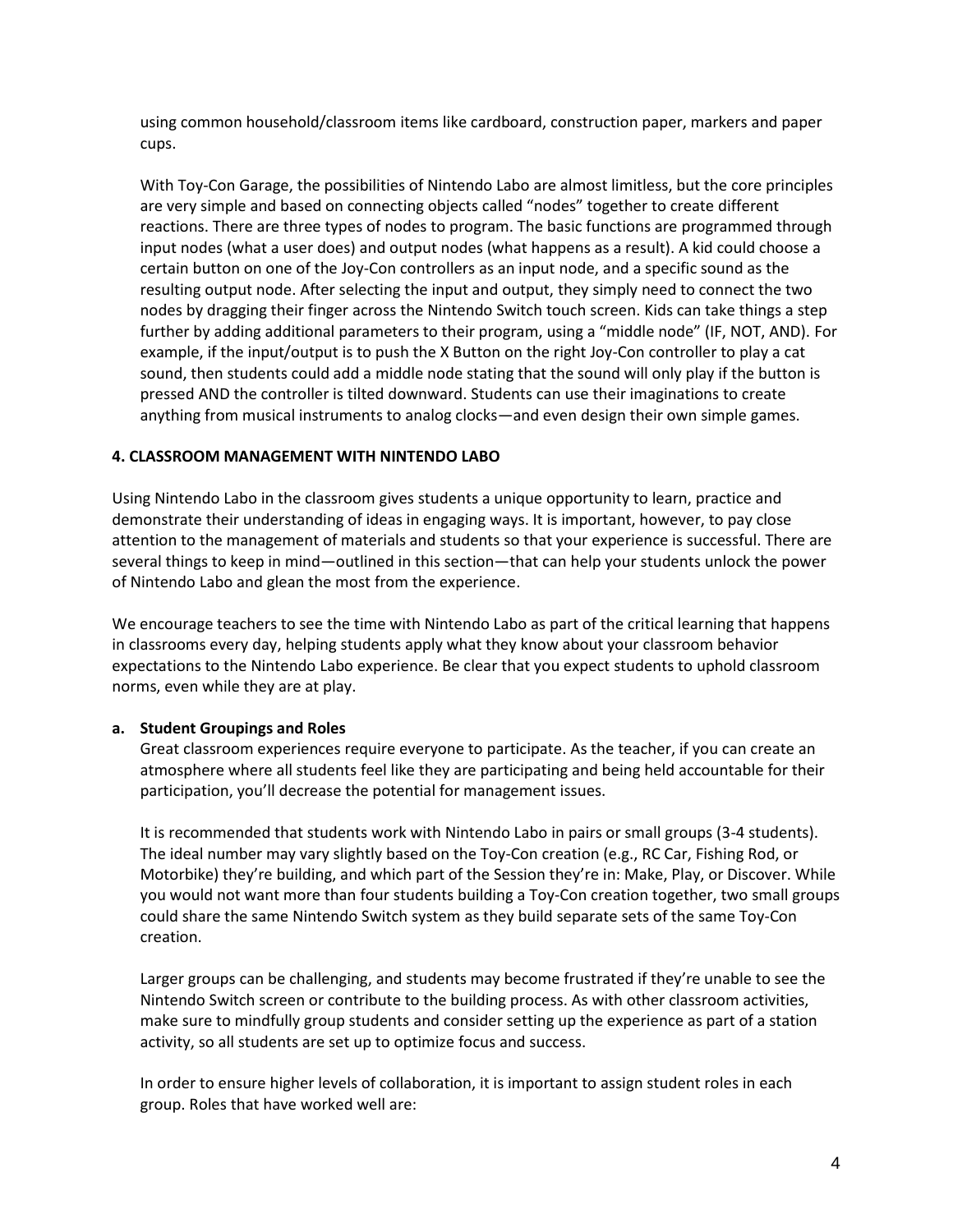using common household/classroom items like cardboard, construction paper, markers and paper cups.

With Toy-Con Garage, the possibilities of Nintendo Labo are almost limitless, but the core principles are very simple and based on connecting objects called "nodes" together to create different reactions. There are three types of nodes to program. The basic functions are programmed through input nodes (what a user does) and output nodes (what happens as a result). A kid could choose a certain button on one of the Joy-Con controllers as an input node, and a specific sound as the resulting output node. After selecting the input and output, they simply need to connect the two nodes by dragging their finger across the Nintendo Switch touch screen. Kids can take things a step further by adding additional parameters to their program, using a "middle node" (IF, NOT, AND). For example, if the input/output is to push the X Button on the right Joy-Con controller to play a cat sound, then students could add a middle node stating that the sound will only play if the button is pressed AND the controller is tilted downward. Students can use their imaginations to create anything from musical instruments to analog clocks—and even design their own simple games.

## 4. CLASSROOM MANAGEMENT WITH NINTENDO LABO

Using Nintendo Labo in the classroom gives students a unique opportunity to learn, practice and demonstrate their understanding of ideas in engaging ways. It is important, however, to pay close attention to the management of materials and students so that your experience is successful. There are several things to keep in mind—outlined in this section—that can help your students unlock the power of Nintendo Labo and glean the most from the experience.

We encourage teachers to see the time with Nintendo Labo as part of the critical learning that happens in classrooms every day, helping students apply what they know about your classroom behavior expectations to the Nintendo Labo experience. Be clear that you expect students to uphold classroom norms, even while they are at play.

### a. Student Groupings and Roles

Great classroom experiences require everyone to participate. As the teacher, if you can create an atmosphere where all students feel like they are participating and being held accountable for their participation, you'll decrease the potential for management issues.

It is recommended that students work with Nintendo Labo in pairs or small groups (3-4 students). The ideal number may vary slightly based on the Toy-Con creation (e.g., RC Car, Fishing Rod, or Motorbike) they're building, and which part of the Session they're in: Make, Play, or Discover. While you would not want more than four students building a Toy-Con creation together, two small groups could share the same Nintendo Switch system as they build separate sets of the same Toy-Con creation.

Larger groups can be challenging, and students may become frustrated if they're unable to see the Nintendo Switch screen or contribute to the building process. As with other classroom activities, make sure to mindfully group students and consider setting up the experience as part of a station activity, so all students are set up to optimize focus and success.

In order to ensure higher levels of collaboration, it is important to assign student roles in each group. Roles that have worked well are: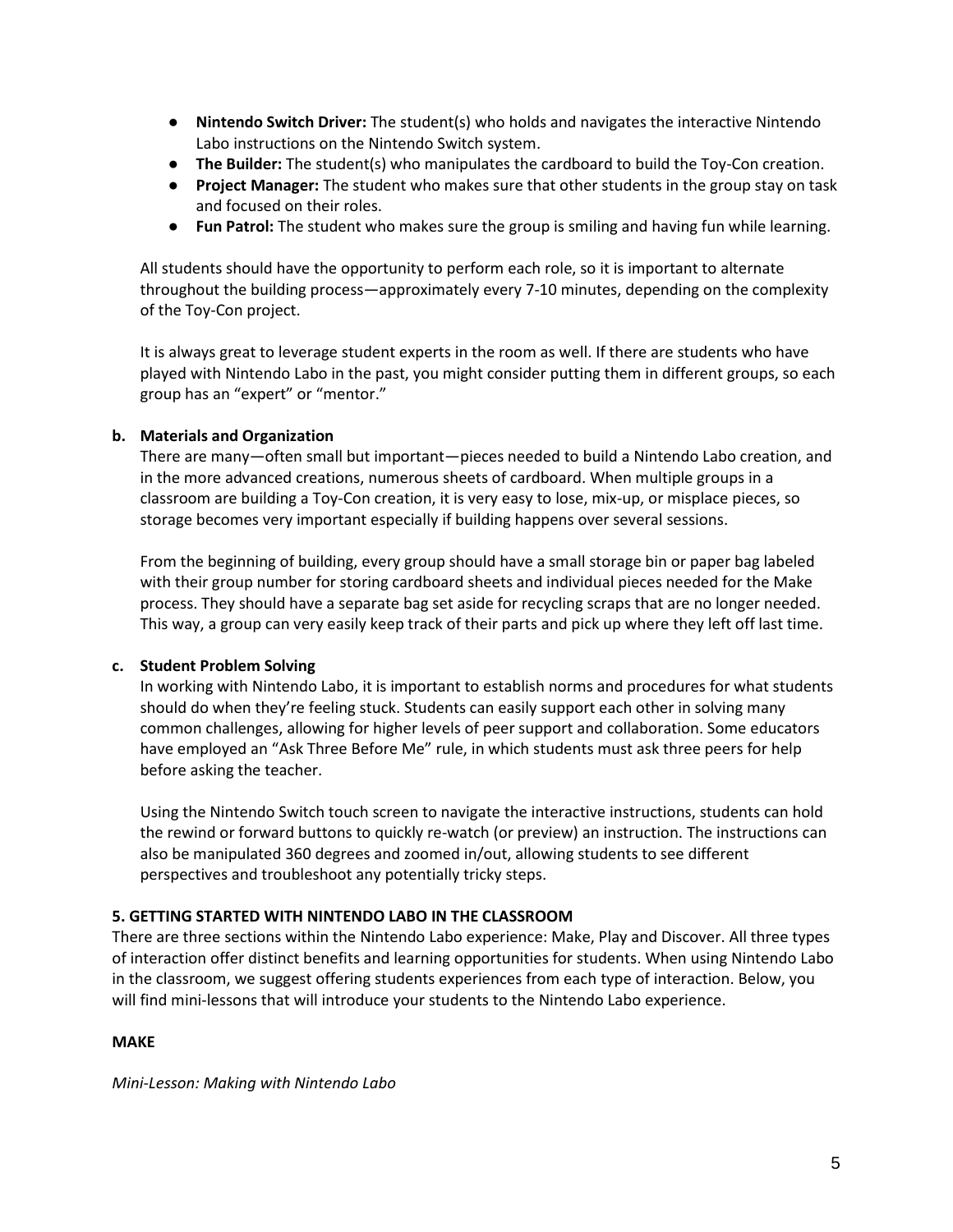- **Nintendo Switch Driver:** The student(s) who holds and navigates the interactive Nintendo Labo instructions on the Nintendo Switch system.
- **The Builder:** The student(s) who manipulates the cardboard to build the Toy-Con creation.
- **Project Manager:** The student who makes sure that other students in the group stay on task and focused on their roles.
- **Fun Patrol:** The student who makes sure the group is smiling and having fun while learning.

All students should have the opportunity to perform each role, so it is important to alternate throughout the building process—approximately every 7-10 minutes, depending on the complexity of the Toy-Con project.

It is always great to leverage student experts in the room as well. If there are students who have played with Nintendo Labo in the past, you might consider putting them in different groups, so each group has an "expert" or "mentor."

**b. Materials and Organization**

There are many—often small but important—pieces needed to build a Nintendo Labo creation, and in the more advanced creations, numerous sheets of cardboard. When multiple groups in a classroom are building a Toy-Con creation, it is very easy to lose, mix-up, or misplace pieces, so storage becomes very important especially if building happens over several sessions.

From the beginning of building, every group should have a small storage bin or paper bag labeled with their group number for storing cardboard sheets and individual pieces needed for the Make process. They should have a separate bag set aside for recycling scraps that are no longer needed. This way, a group can very easily keep track of their parts and pick up where they left off last time.

**c. Student Problem Solving**

In working with Nintendo Labo, it is important to establish norms and procedures for what students should do when they're feeling stuck. Students can easily support each other in solving many common challenges, allowing for higher levels of peer support and collaboration. Some educators have employed an "Ask Three Before Me" rule, in which students must ask three peers for help before asking the teacher.

Using the Nintendo Switch touch screen to navigate the interactive instructions, students can hold the rewind or forward buttons to quickly re-watch (or preview) an instruction. The instructions can also be manipulated 360 degrees and zoomed in/out, allowing students to see different perspectives and troubleshoot any potentially tricky steps.

## 5. GETTING STARTED WITH NINTENDO LABO IN THE CLASSROOM

There are three sections within the Nintendo Labo experience: Make, Play and Discover. All three types of interaction offer distinct benefits and learning opportunities for students. When using Nintendo Labo in the classroom, we suggest offering students experiences from each type of interaction. Below, you will find mini-lessons that will introduce your students to the Nintendo Labo experience.

### MAKE

*Mini-Lesson: Making with Nintendo Labo*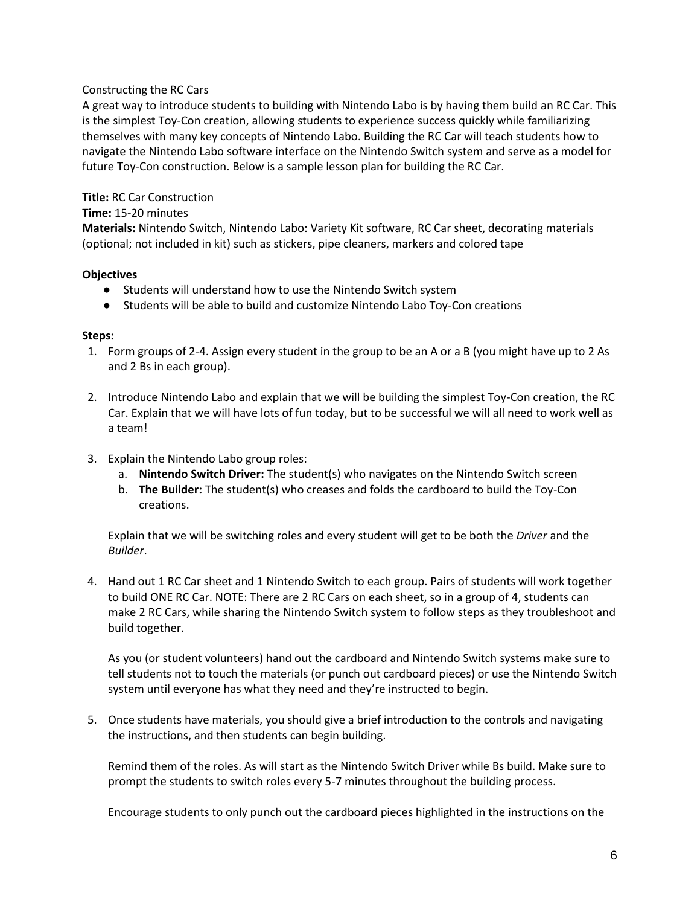Constructing the RC Cars

A great way to introduce students to building with Nintendo Labo is by having them build an RC Car. This is the simplest Toy-Con creation, allowing students to experience success quickly while familiarizing themselves with many key concepts of Nintendo Labo. Building the RC Car will teach students how to navigate the Nintendo Labo software interface on the Nintendo Switch system and serve as a model for future Toy-Con construction. Below is a sample lesson plan for building the RC Car.

**Title:** RC Car Construction

**Time:** 15-20 minutes

**Materials:** Nintendo Switch, Nintendo Labo: Variety Kit software, RC Car sheet, decorating materials (optional; not included in kit) such as stickers, pipe cleaners, markers and colored tape

**Objectives**

- Students will understand how to use the Nintendo Switch system
- Students will be able to build and customize Nintendo Labo Toy-Con creations

**Steps:**

1. Form groups of 2-4. Assign every student in the group to be an A or a B (you might have up to 2 As and 2 Bs in each group).

2. Introduce Nintendo Labo and explain that we will be building the simplest Toy-Con creation, the RC Car. Explain that we will have lots of fun today, but to be successful we will all need to work well as a team!

3. Explain the Nintendo Labo group roles:
   a. **Nintendo Switch Driver:** The student(s) who navigates on the Nintendo Switch screen
   b. **The Builder:** The student(s) who creases and folds the cardboard to build the Toy-Con creations.

   Explain that we will be switching roles and every student will get to be both the *Driver* and the *Builder*.

4. Hand out 1 RC Car sheet and 1 Nintendo Switch to each group. Pairs of students will work together to build ONE RC Car. NOTE: There are 2 RC Cars on each sheet, so in a group of 4, students can make 2 RC Cars, while sharing the Nintendo Switch system to follow steps as they troubleshoot and build together.

   As you (or student volunteers) hand out the cardboard and Nintendo Switch systems make sure to tell students not to touch the materials (or punch out cardboard pieces) or use the Nintendo Switch system until everyone has what they need and they're instructed to begin.

5. Once students have materials, you should give a brief introduction to the controls and navigating the instructions, and then students can begin building.

   Remind them of the roles. As will start as the Nintendo Switch Driver while Bs build. Make sure to prompt the students to switch roles every 5-7 minutes throughout the building process.

   Encourage students to only punch out the cardboard pieces highlighted in the instructions on the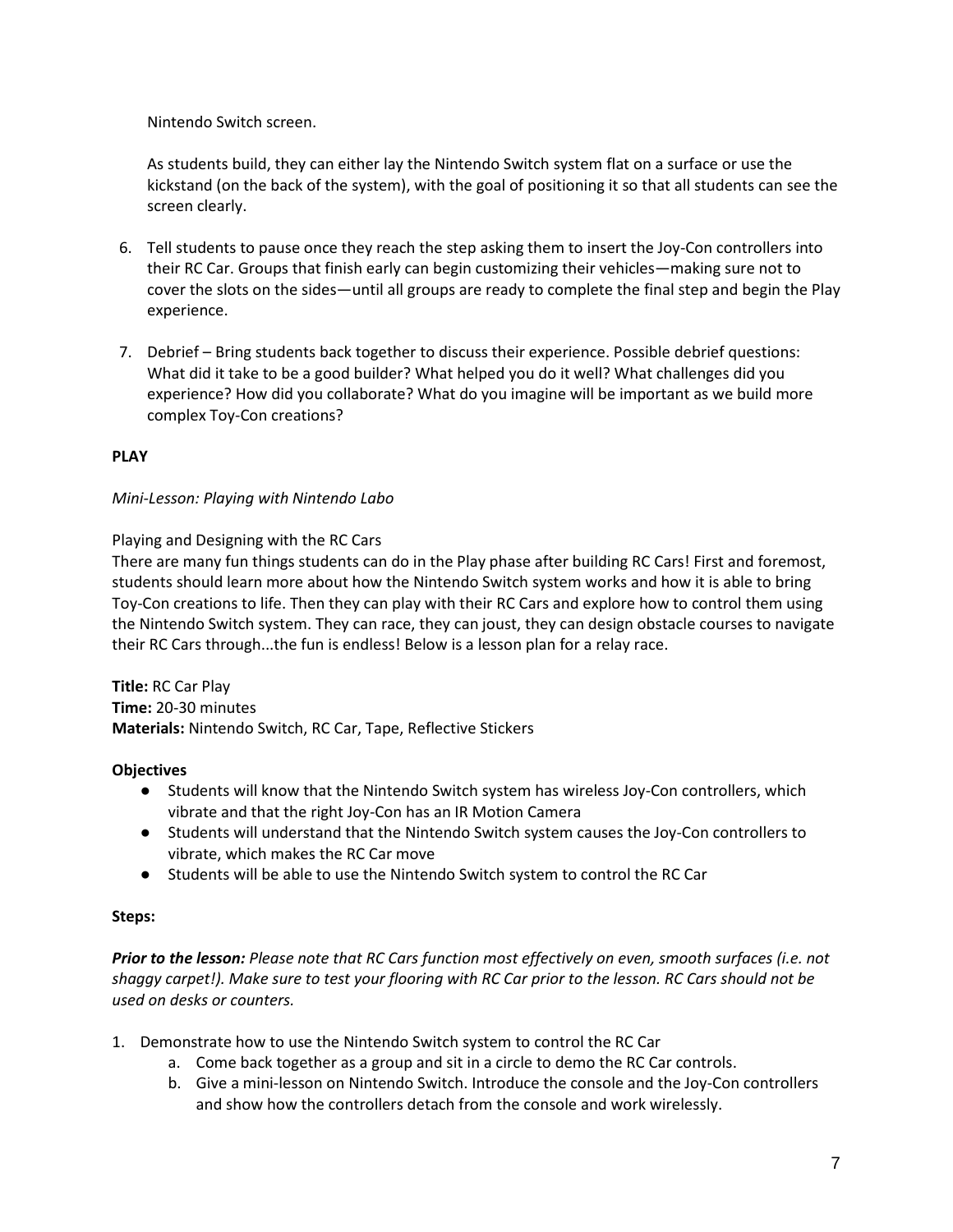Nintendo Switch screen.

As students build, they can either lay the Nintendo Switch system flat on a surface or use the kickstand (on the back of the system), with the goal of positioning it so that all students can see the screen clearly.

6. Tell students to pause once they reach the step asking them to insert the Joy-Con controllers into their RC Car. Groups that finish early can begin customizing their vehicles—making sure not to cover the slots on the sides—until all groups are ready to complete the final step and begin the Play experience.
7. Debrief – Bring students back together to discuss their experience. Possible debrief questions: What did it take to be a good builder? What helped you do it well? What challenges did you experience? How did you collaborate? What do you imagine will be important as we build more complex Toy-Con creations?

**PLAY**

*Mini-Lesson: Playing with Nintendo Labo*

Playing and Designing with the RC Cars

There are many fun things students can do in the Play phase after building RC Cars! First and foremost, students should learn more about how the Nintendo Switch system works and how it is able to bring Toy-Con creations to life. Then they can play with their RC Cars and explore how to control them using the Nintendo Switch system. They can race, they can joust, they can design obstacle courses to navigate their RC Cars through...the fun is endless! Below is a lesson plan for a relay race.

**Title:** RC Car Play
**Time:** 20-30 minutes
**Materials:** Nintendo Switch, RC Car, Tape, Reflective Stickers

**Objectives**

- Students will know that the Nintendo Switch system has wireless Joy-Con controllers, which vibrate and that the right Joy-Con has an IR Motion Camera
- Students will understand that the Nintendo Switch system causes the Joy-Con controllers to vibrate, which makes the RC Car move
- Students will be able to use the Nintendo Switch system to control the RC Car

**Steps:**

***Prior to the lesson:** Please note that RC Cars function most effectively on even, smooth surfaces (i.e. not shaggy carpet!). Make sure to test your flooring with RC Car prior to the lesson. RC Cars should not be used on desks or counters.*

1. Demonstrate how to use the Nintendo Switch system to control the RC Car
   a. Come back together as a group and sit in a circle to demo the RC Car controls.
   b. Give a mini-lesson on Nintendo Switch. Introduce the console and the Joy-Con controllers and show how the controllers detach from the console and work wirelessly.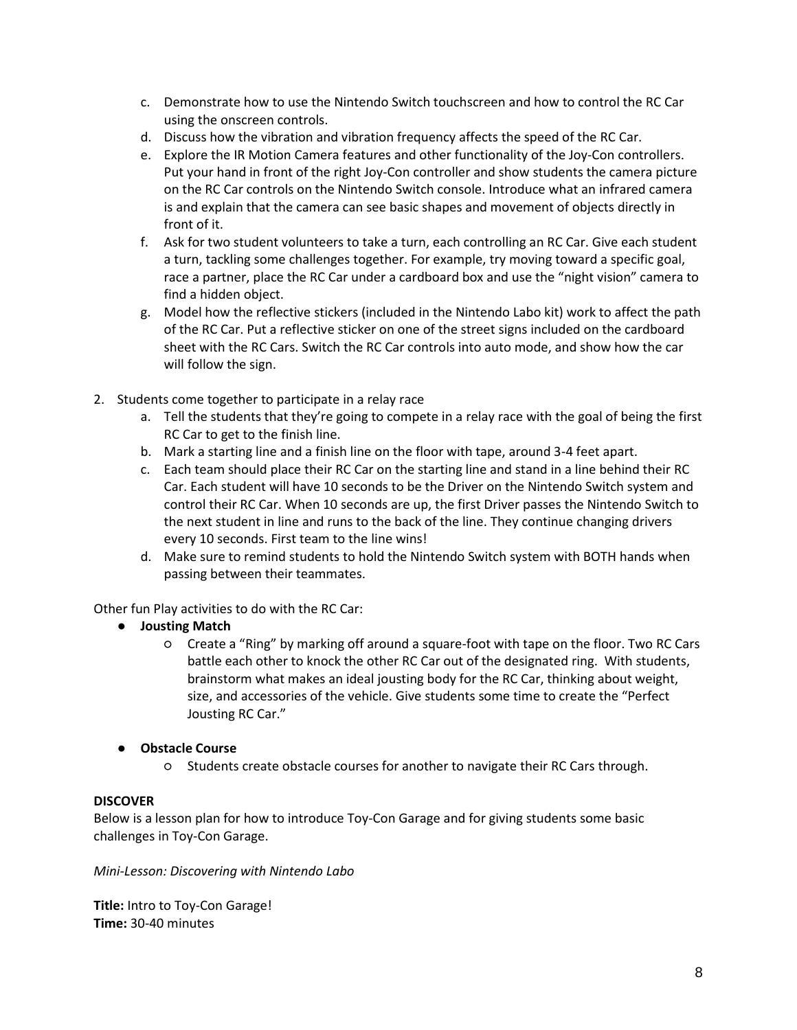c. Demonstrate how to use the Nintendo Switch touchscreen and how to control the RC Car using the onscreen controls.
   d. Discuss how the vibration and vibration frequency affects the speed of the RC Car.
   e. Explore the IR Motion Camera features and other functionality of the Joy-Con controllers. Put your hand in front of the right Joy-Con controller and show students the camera picture on the RC Car controls on the Nintendo Switch console. Introduce what an infrared camera is and explain that the camera can see basic shapes and movement of objects directly in front of it.
   f. Ask for two student volunteers to take a turn, each controlling an RC Car. Give each student a turn, tackling some challenges together. For example, try moving toward a specific goal, race a partner, place the RC Car under a cardboard box and use the "night vision" camera to find a hidden object.
   g. Model how the reflective stickers (included in the Nintendo Labo kit) work to affect the path of the RC Car. Put a reflective sticker on one of the street signs included on the cardboard sheet with the RC Cars. Switch the RC Car controls into auto mode, and show how the car will follow the sign.

2. Students come together to participate in a relay race
   a. Tell the students that they're going to compete in a relay race with the goal of being the first RC Car to get to the finish line.
   b. Mark a starting line and a finish line on the floor with tape, around 3-4 feet apart.
   c. Each team should place their RC Car on the starting line and stand in a line behind their RC Car. Each student will have 10 seconds to be the Driver on the Nintendo Switch system and control their RC Car. When 10 seconds are up, the first Driver passes the Nintendo Switch to the next student in line and runs to the back of the line. They continue changing drivers every 10 seconds. First team to the line wins!
   d. Make sure to remind students to hold the Nintendo Switch system with BOTH hands when passing between their teammates.

Other fun Play activities to do with the RC Car:

- **Jousting Match**
  - Create a "Ring" by marking off around a square-foot with tape on the floor. Two RC Cars battle each other to knock the other RC Car out of the designated ring. With students, brainstorm what makes an ideal jousting body for the RC Car, thinking about weight, size, and accessories of the vehicle. Give students some time to create the "Perfect Jousting RC Car."

- **Obstacle Course**
  - Students create obstacle courses for another to navigate their RC Cars through.

**DISCOVER**

Below is a lesson plan for how to introduce Toy-Con Garage and for giving students some basic challenges in Toy-Con Garage.

*Mini-Lesson: Discovering with Nintendo Labo*

**Title:** Intro to Toy-Con Garage!
**Time:** 30-40 minutes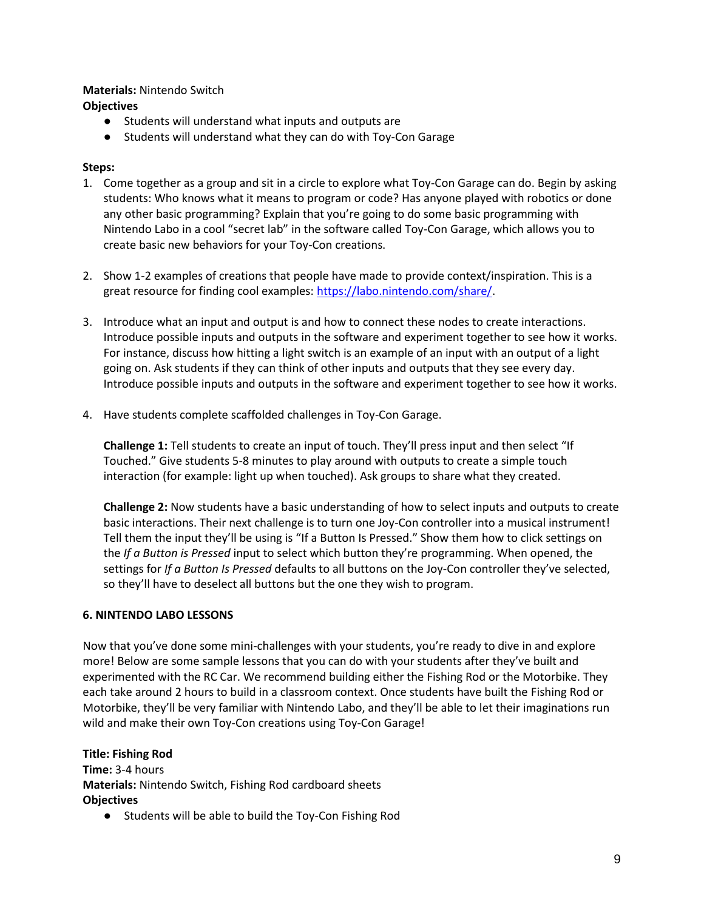**Materials:** Nintendo Switch

**Objectives**

- Students will understand what inputs and outputs are
- Students will understand what they can do with Toy-Con Garage

**Steps:**

1. Come together as a group and sit in a circle to explore what Toy-Con Garage can do. Begin by asking students: Who knows what it means to program or code? Has anyone played with robotics or done any other basic programming? Explain that you're going to do some basic programming with Nintendo Labo in a cool "secret lab" in the software called Toy-Con Garage, which allows you to create basic new behaviors for your Toy-Con creations.

2. Show 1-2 examples of creations that people have made to provide context/inspiration. This is a great resource for finding cool examples: [https://labo.nintendo.com/share/](https://labo.nintendo.com/share/).

3. Introduce what an input and output is and how to connect these nodes to create interactions. Introduce possible inputs and outputs in the software and experiment together to see how it works. For instance, discuss how hitting a light switch is an example of an input with an output of a light going on. Ask students if they can think of other inputs and outputs that they see every day. Introduce possible inputs and outputs in the software and experiment together to see how it works.

4. Have students complete scaffolded challenges in Toy-Con Garage.

   **Challenge 1:** Tell students to create an input of touch. They'll press input and then select "If Touched." Give students 5-8 minutes to play around with outputs to create a simple touch interaction (for example: light up when touched). Ask groups to share what they created.

   **Challenge 2:** Now students have a basic understanding of how to select inputs and outputs to create basic interactions. Their next challenge is to turn one Joy-Con controller into a musical instrument! Tell them the input they'll be using is "If a Button Is Pressed." Show them how to click settings on the *If a Button is Pressed* input to select which button they're programming. When opened, the settings for *If a Button Is Pressed* defaults to all buttons on the Joy-Con controller they've selected, so they'll have to deselect all buttons but the one they wish to program.

## 6. NINTENDO LABO LESSONS

Now that you've done some mini-challenges with your students, you're ready to dive in and explore more! Below are some sample lessons that you can do with your students after they've built and experimented with the RC Car. We recommend building either the Fishing Rod or the Motorbike. They each take around 2 hours to build in a classroom context. Once students have built the Fishing Rod or Motorbike, they'll be very familiar with Nintendo Labo, and they'll be able to let their imaginations run wild and make their own Toy-Con creations using Toy-Con Garage!

**Title: Fishing Rod**

**Time:** 3-4 hours

**Materials:** Nintendo Switch, Fishing Rod cardboard sheets

**Objectives**

- Students will be able to build the Toy-Con Fishing Rod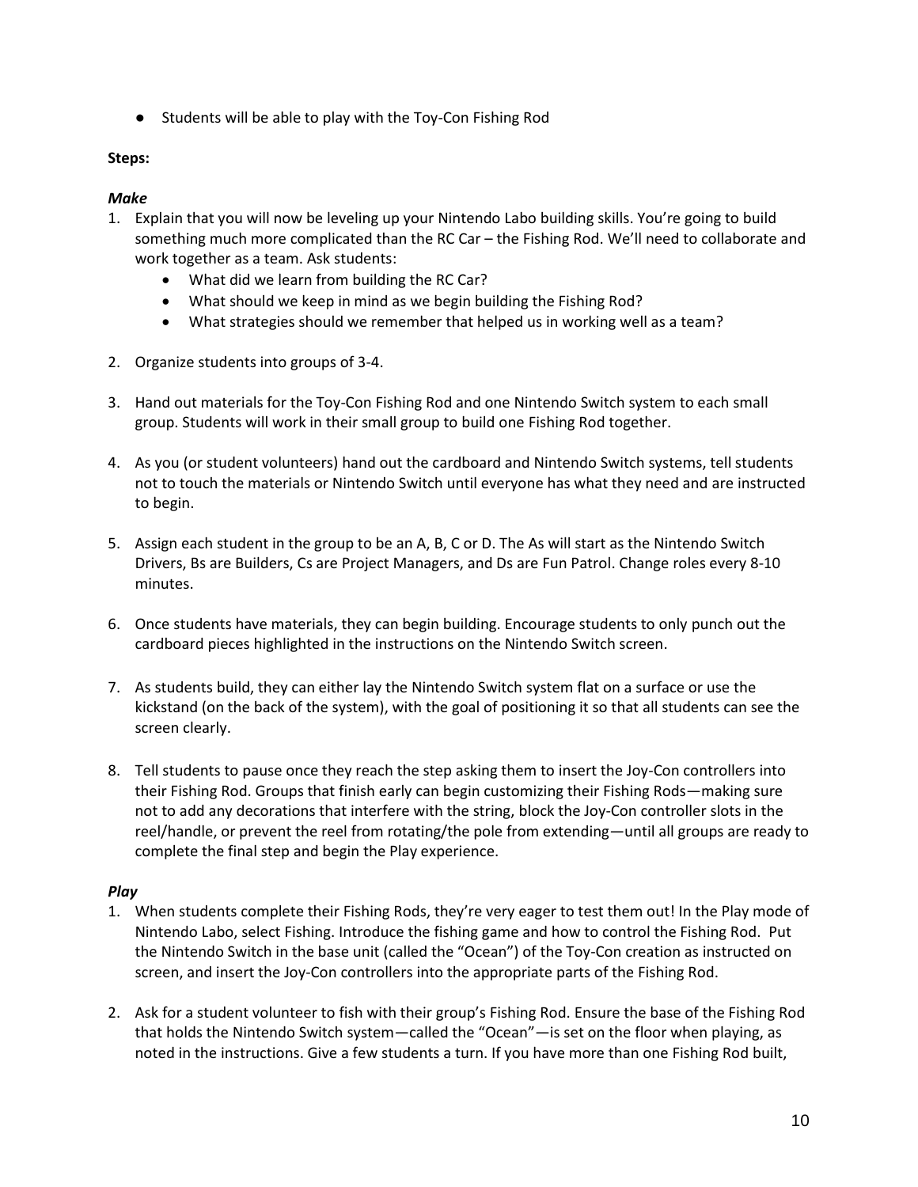- Students will be able to play with the Toy-Con Fishing Rod

**Steps:**

***Make***

1. Explain that you will now be leveling up your Nintendo Labo building skills. You're going to build something much more complicated than the RC Car – the Fishing Rod. We'll need to collaborate and work together as a team. Ask students:
   - What did we learn from building the RC Car?
   - What should we keep in mind as we begin building the Fishing Rod?
   - What strategies should we remember that helped us in working well as a team?

2. Organize students into groups of 3-4.

3. Hand out materials for the Toy-Con Fishing Rod and one Nintendo Switch system to each small group. Students will work in their small group to build one Fishing Rod together.

4. As you (or student volunteers) hand out the cardboard and Nintendo Switch systems, tell students not to touch the materials or Nintendo Switch until everyone has what they need and are instructed to begin.

5. Assign each student in the group to be an A, B, C or D. The As will start as the Nintendo Switch Drivers, Bs are Builders, Cs are Project Managers, and Ds are Fun Patrol. Change roles every 8-10 minutes.

6. Once students have materials, they can begin building. Encourage students to only punch out the cardboard pieces highlighted in the instructions on the Nintendo Switch screen.

7. As students build, they can either lay the Nintendo Switch system flat on a surface or use the kickstand (on the back of the system), with the goal of positioning it so that all students can see the screen clearly.

8. Tell students to pause once they reach the step asking them to insert the Joy-Con controllers into their Fishing Rod. Groups that finish early can begin customizing their Fishing Rods—making sure not to add any decorations that interfere with the string, block the Joy-Con controller slots in the reel/handle, or prevent the reel from rotating/the pole from extending—until all groups are ready to complete the final step and begin the Play experience.

***Play***

1. When students complete their Fishing Rods, they're very eager to test them out! In the Play mode of Nintendo Labo, select Fishing. Introduce the fishing game and how to control the Fishing Rod. Put the Nintendo Switch in the base unit (called the "Ocean") of the Toy-Con creation as instructed on screen, and insert the Joy-Con controllers into the appropriate parts of the Fishing Rod.

2. Ask for a student volunteer to fish with their group's Fishing Rod. Ensure the base of the Fishing Rod that holds the Nintendo Switch system—called the "Ocean"—is set on the floor when playing, as noted in the instructions. Give a few students a turn. If you have more than one Fishing Rod built,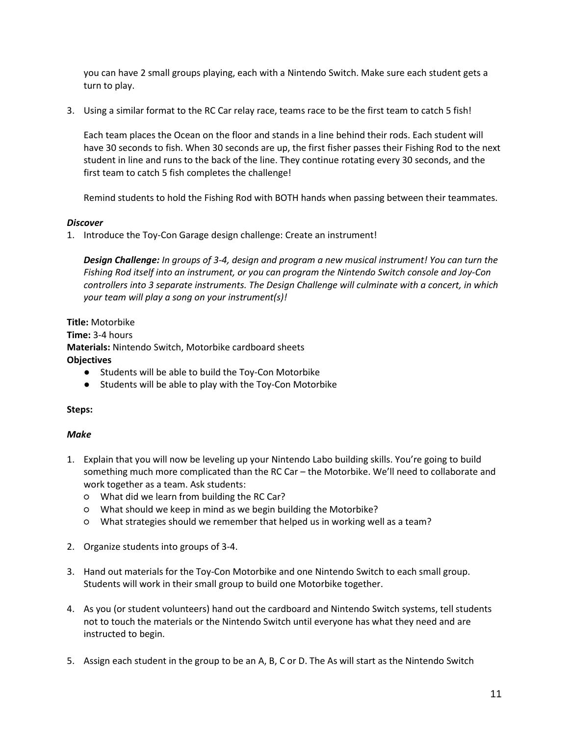you can have 2 small groups playing, each with a Nintendo Switch. Make sure each student gets a turn to play.

3. Using a similar format to the RC Car relay race, teams race to be the first team to catch 5 fish!

   Each team places the Ocean on the floor and stands in a line behind their rods. Each student will have 30 seconds to fish. When 30 seconds are up, the first fisher passes their Fishing Rod to the next student in line and runs to the back of the line. They continue rotating every 30 seconds, and the first team to catch 5 fish completes the challenge!

   Remind students to hold the Fishing Rod with BOTH hands when passing between their teammates.

***Discover***

1. Introduce the Toy-Con Garage design challenge: Create an instrument!

   ***Design Challenge:*** *In groups of 3-4, design and program a new musical instrument! You can turn the Fishing Rod itself into an instrument, or you can program the Nintendo Switch console and Joy-Con controllers into 3 separate instruments. The Design Challenge will culminate with a concert, in which your team will play a song on your instrument(s)!*

**Title:** Motorbike
**Time:** 3-4 hours
**Materials:** Nintendo Switch, Motorbike cardboard sheets
**Objectives**

- Students will be able to build the Toy-Con Motorbike
- Students will be able to play with the Toy-Con Motorbike

**Steps:**

***Make***

1. Explain that you will now be leveling up your Nintendo Labo building skills. You're going to build something much more complicated than the RC Car – the Motorbike. We'll need to collaborate and work together as a team. Ask students:
   - What did we learn from building the RC Car?
   - What should we keep in mind as we begin building the Motorbike?
   - What strategies should we remember that helped us in working well as a team?

2. Organize students into groups of 3-4.

3. Hand out materials for the Toy-Con Motorbike and one Nintendo Switch to each small group. Students will work in their small group to build one Motorbike together.

4. As you (or student volunteers) hand out the cardboard and Nintendo Switch systems, tell students not to touch the materials or the Nintendo Switch until everyone has what they need and are instructed to begin.

5. Assign each student in the group to be an A, B, C or D. The As will start as the Nintendo Switch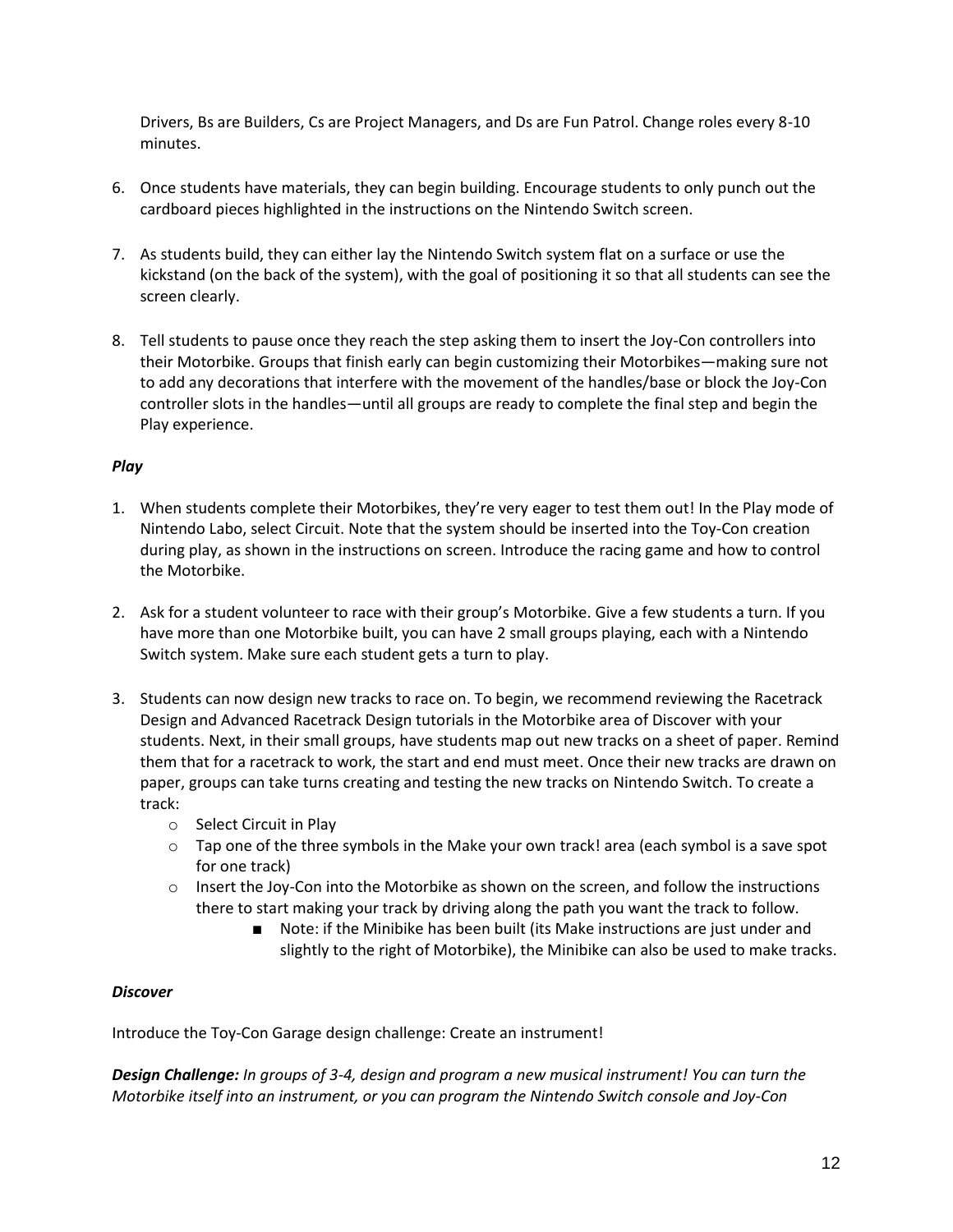Drivers, Bs are Builders, Cs are Project Managers, and Ds are Fun Patrol. Change roles every 8-10 minutes.

6. Once students have materials, they can begin building. Encourage students to only punch out the cardboard pieces highlighted in the instructions on the Nintendo Switch screen.

7. As students build, they can either lay the Nintendo Switch system flat on a surface or use the kickstand (on the back of the system), with the goal of positioning it so that all students can see the screen clearly.

8. Tell students to pause once they reach the step asking them to insert the Joy-Con controllers into their Motorbike. Groups that finish early can begin customizing their Motorbikes—making sure not to add any decorations that interfere with the movement of the handles/base or block the Joy-Con controller slots in the handles—until all groups are ready to complete the final step and begin the Play experience.

***Play***

1. When students complete their Motorbikes, they're very eager to test them out! In the Play mode of Nintendo Labo, select Circuit. Note that the system should be inserted into the Toy-Con creation during play, as shown in the instructions on screen. Introduce the racing game and how to control the Motorbike.

2. Ask for a student volunteer to race with their group's Motorbike. Give a few students a turn. If you have more than one Motorbike built, you can have 2 small groups playing, each with a Nintendo Switch system. Make sure each student gets a turn to play.

3. Students can now design new tracks to race on. To begin, we recommend reviewing the Racetrack Design and Advanced Racetrack Design tutorials in the Motorbike area of Discover with your students. Next, in their small groups, have students map out new tracks on a sheet of paper. Remind them that for a racetrack to work, the start and end must meet. Once their new tracks are drawn on paper, groups can take turns creating and testing the new tracks on Nintendo Switch. To create a track:
   - Select Circuit in Play
   - Tap one of the three symbols in the Make your own track! area (each symbol is a save spot for one track)
   - Insert the Joy-Con into the Motorbike as shown on the screen, and follow the instructions there to start making your track by driving along the path you want the track to follow.
     - Note: if the Minibike has been built (its Make instructions are just under and slightly to the right of Motorbike), the Minibike can also be used to make tracks.

***Discover***

Introduce the Toy-Con Garage design challenge: Create an instrument!

***Design Challenge:*** *In groups of 3-4, design and program a new musical instrument! You can turn the Motorbike itself into an instrument, or you can program the Nintendo Switch console and Joy-Con*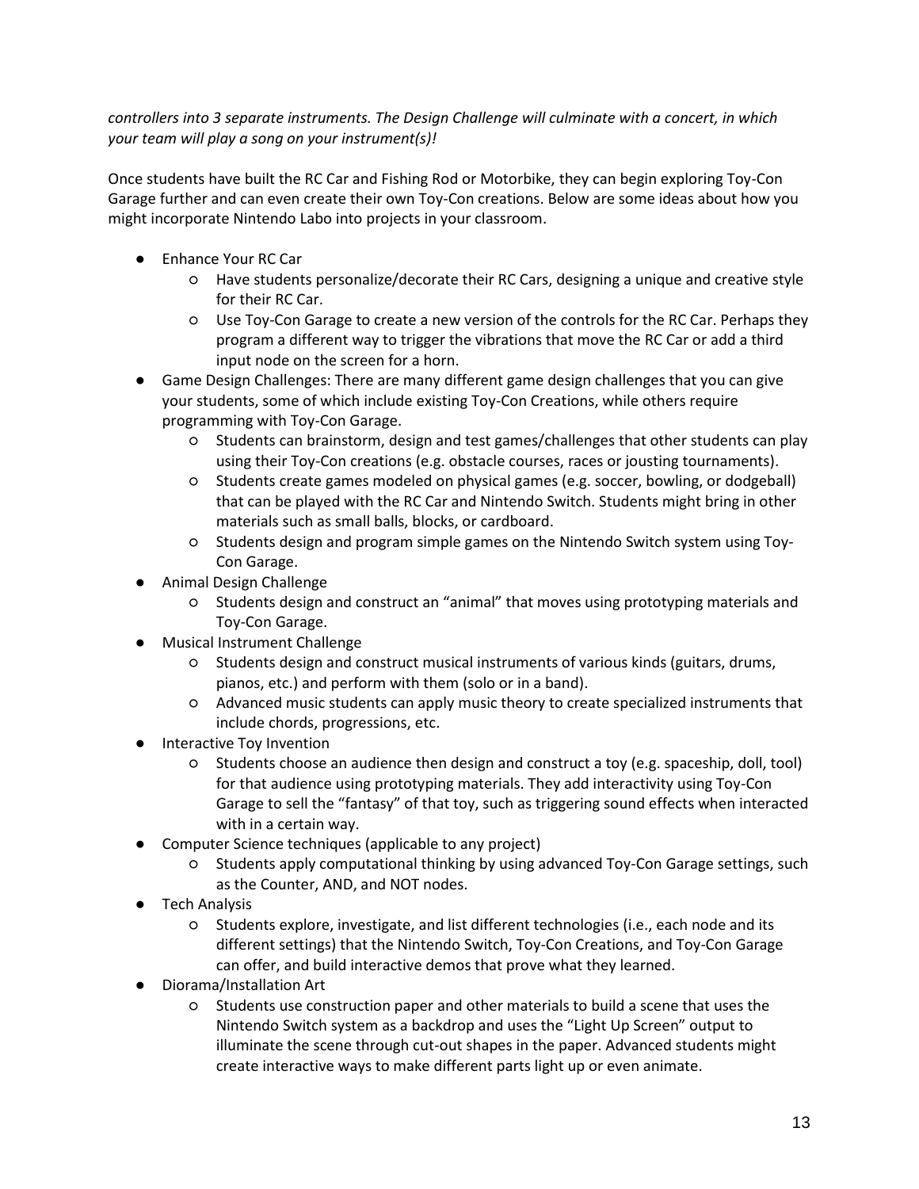*controllers into 3 separate instruments. The Design Challenge will culminate with a concert, in which your team will play a song on your instrument(s)!*

Once students have built the RC Car and Fishing Rod or Motorbike, they can begin exploring Toy-Con Garage further and can even create their own Toy-Con creations. Below are some ideas about how you might incorporate Nintendo Labo into projects in your classroom.

- Enhance Your RC Car
  - Have students personalize/decorate their RC Cars, designing a unique and creative style for their RC Car.
  - Use Toy-Con Garage to create a new version of the controls for the RC Car. Perhaps they program a different way to trigger the vibrations that move the RC Car or add a third input node on the screen for a horn.
- Game Design Challenges: There are many different game design challenges that you can give your students, some of which include existing Toy-Con Creations, while others require programming with Toy-Con Garage.
  - Students can brainstorm, design and test games/challenges that other students can play using their Toy-Con creations (e.g. obstacle courses, races or jousting tournaments).
  - Students create games modeled on physical games (e.g. soccer, bowling, or dodgeball) that can be played with the RC Car and Nintendo Switch. Students might bring in other materials such as small balls, blocks, or cardboard.
  - Students design and program simple games on the Nintendo Switch system using Toy-Con Garage.
- Animal Design Challenge
  - Students design and construct an "animal" that moves using prototyping materials and Toy-Con Garage.
- Musical Instrument Challenge
  - Students design and construct musical instruments of various kinds (guitars, drums, pianos, etc.) and perform with them (solo or in a band).
  - Advanced music students can apply music theory to create specialized instruments that include chords, progressions, etc.
- Interactive Toy Invention
  - Students choose an audience then design and construct a toy (e.g. spaceship, doll, tool) for that audience using prototyping materials. They add interactivity using Toy-Con Garage to sell the "fantasy" of that toy, such as triggering sound effects when interacted with in a certain way.
- Computer Science techniques (applicable to any project)
  - Students apply computational thinking by using advanced Toy-Con Garage settings, such as the Counter, AND, and NOT nodes.
- Tech Analysis
  - Students explore, investigate, and list different technologies (i.e., each node and its different settings) that the Nintendo Switch, Toy-Con Creations, and Toy-Con Garage can offer, and build interactive demos that prove what they learned.
- Diorama/Installation Art
  - Students use construction paper and other materials to build a scene that uses the Nintendo Switch system as a backdrop and uses the "Light Up Screen" output to illuminate the scene through cut-out shapes in the paper. Advanced students might create interactive ways to make different parts light up or even animate.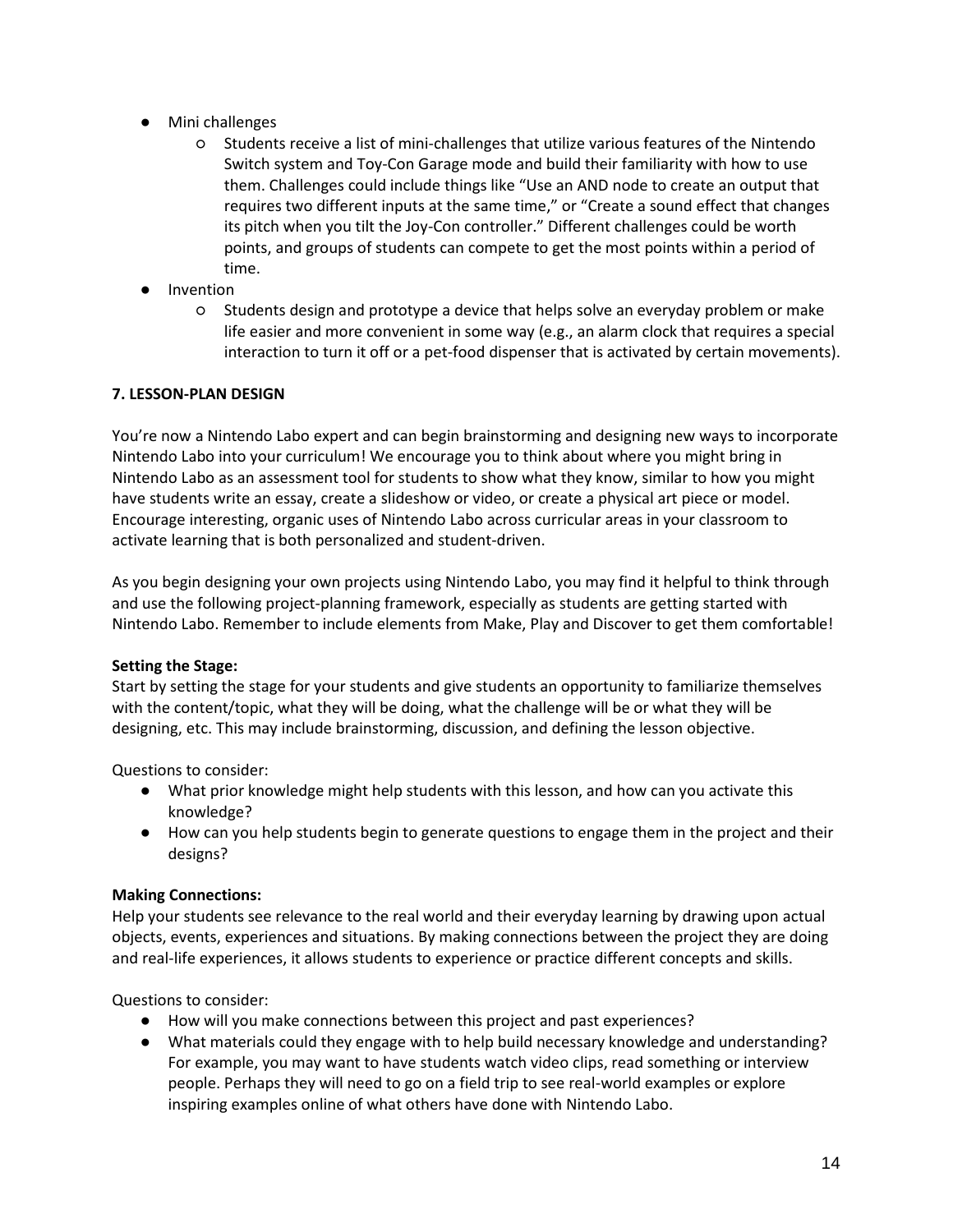- Mini challenges
    - Students receive a list of mini-challenges that utilize various features of the Nintendo Switch system and Toy-Con Garage mode and build their familiarity with how to use them. Challenges could include things like "Use an AND node to create an output that requires two different inputs at the same time," or "Create a sound effect that changes its pitch when you tilt the Joy-Con controller." Different challenges could be worth points, and groups of students can compete to get the most points within a period of time.
- Invention
    - Students design and prototype a device that helps solve an everyday problem or make life easier and more convenient in some way (e.g., an alarm clock that requires a special interaction to turn it off or a pet-food dispenser that is activated by certain movements).

## 7. LESSON-PLAN DESIGN

You're now a Nintendo Labo expert and can begin brainstorming and designing new ways to incorporate Nintendo Labo into your curriculum! We encourage you to think about where you might bring in Nintendo Labo as an assessment tool for students to show what they know, similar to how you might have students write an essay, create a slideshow or video, or create a physical art piece or model. Encourage interesting, organic uses of Nintendo Labo across curricular areas in your classroom to activate learning that is both personalized and student-driven.

As you begin designing your own projects using Nintendo Labo, you may find it helpful to think through and use the following project-planning framework, especially as students are getting started with Nintendo Labo. Remember to include elements from Make, Play and Discover to get them comfortable!

**Setting the Stage:**
Start by setting the stage for your students and give students an opportunity to familiarize themselves with the content/topic, what they will be doing, what the challenge will be or what they will be designing, etc. This may include brainstorming, discussion, and defining the lesson objective.

Questions to consider:

- What prior knowledge might help students with this lesson, and how can you activate this knowledge?
- How can you help students begin to generate questions to engage them in the project and their designs?

**Making Connections:**
Help your students see relevance to the real world and their everyday learning by drawing upon actual objects, events, experiences and situations. By making connections between the project they are doing and real-life experiences, it allows students to experience or practice different concepts and skills.

Questions to consider:

- How will you make connections between this project and past experiences?
- What materials could they engage with to help build necessary knowledge and understanding? For example, you may want to have students watch video clips, read something or interview people. Perhaps they will need to go on a field trip to see real-world examples or explore inspiring examples online of what others have done with Nintendo Labo.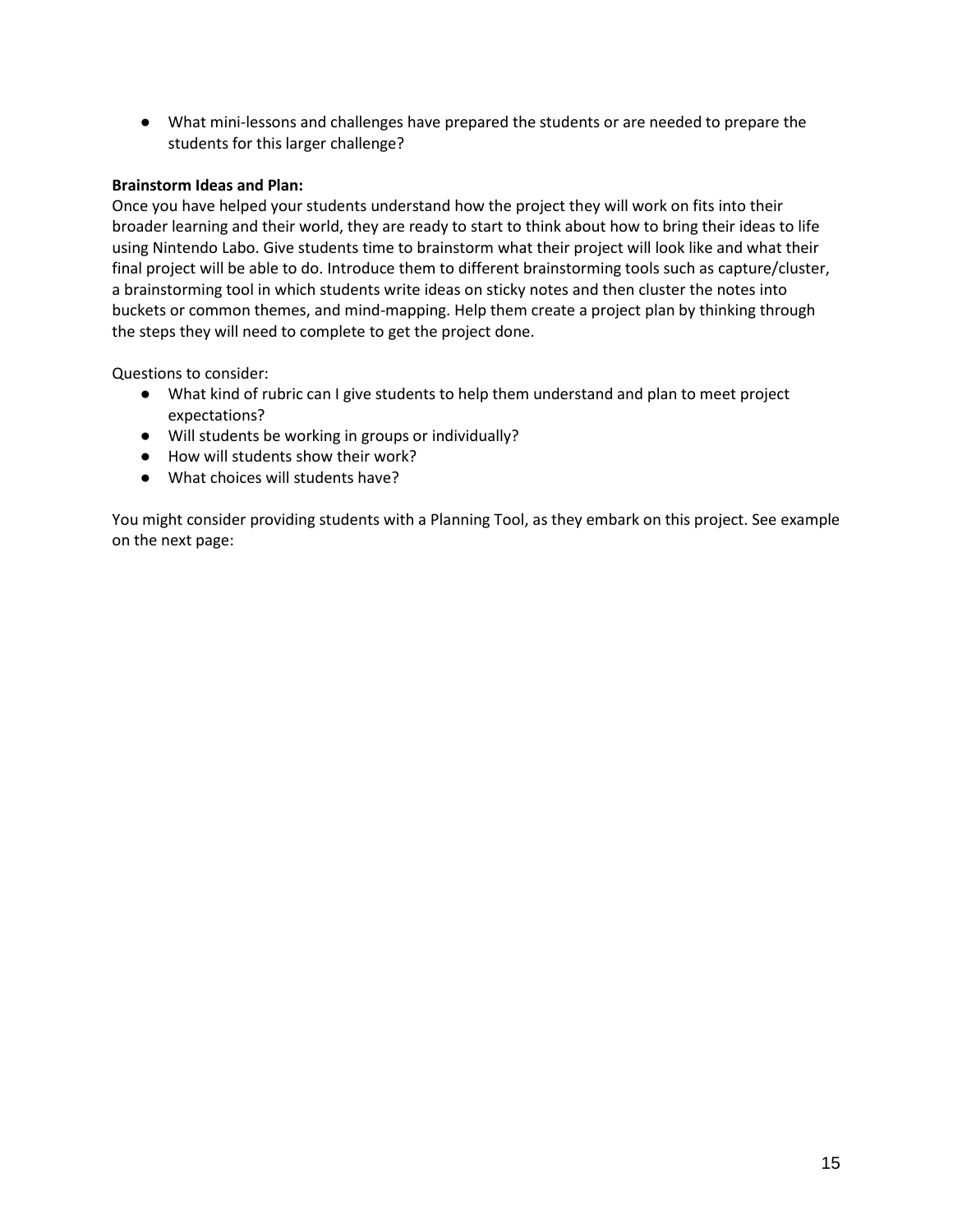- What mini-lessons and challenges have prepared the students or are needed to prepare the students for this larger challenge?

**Brainstorm Ideas and Plan:**

Once you have helped your students understand how the project they will work on fits into their broader learning and their world, they are ready to start to think about how to bring their ideas to life using Nintendo Labo. Give students time to brainstorm what their project will look like and what their final project will be able to do. Introduce them to different brainstorming tools such as capture/cluster, a brainstorming tool in which students write ideas on sticky notes and then cluster the notes into buckets or common themes, and mind-mapping. Help them create a project plan by thinking through the steps they will need to complete to get the project done.

Questions to consider:

- What kind of rubric can I give students to help them understand and plan to meet project expectations?
- Will students be working in groups or individually?
- How will students show their work?
- What choices will students have?

You might consider providing students with a Planning Tool, as they embark on this project. See example on the next page: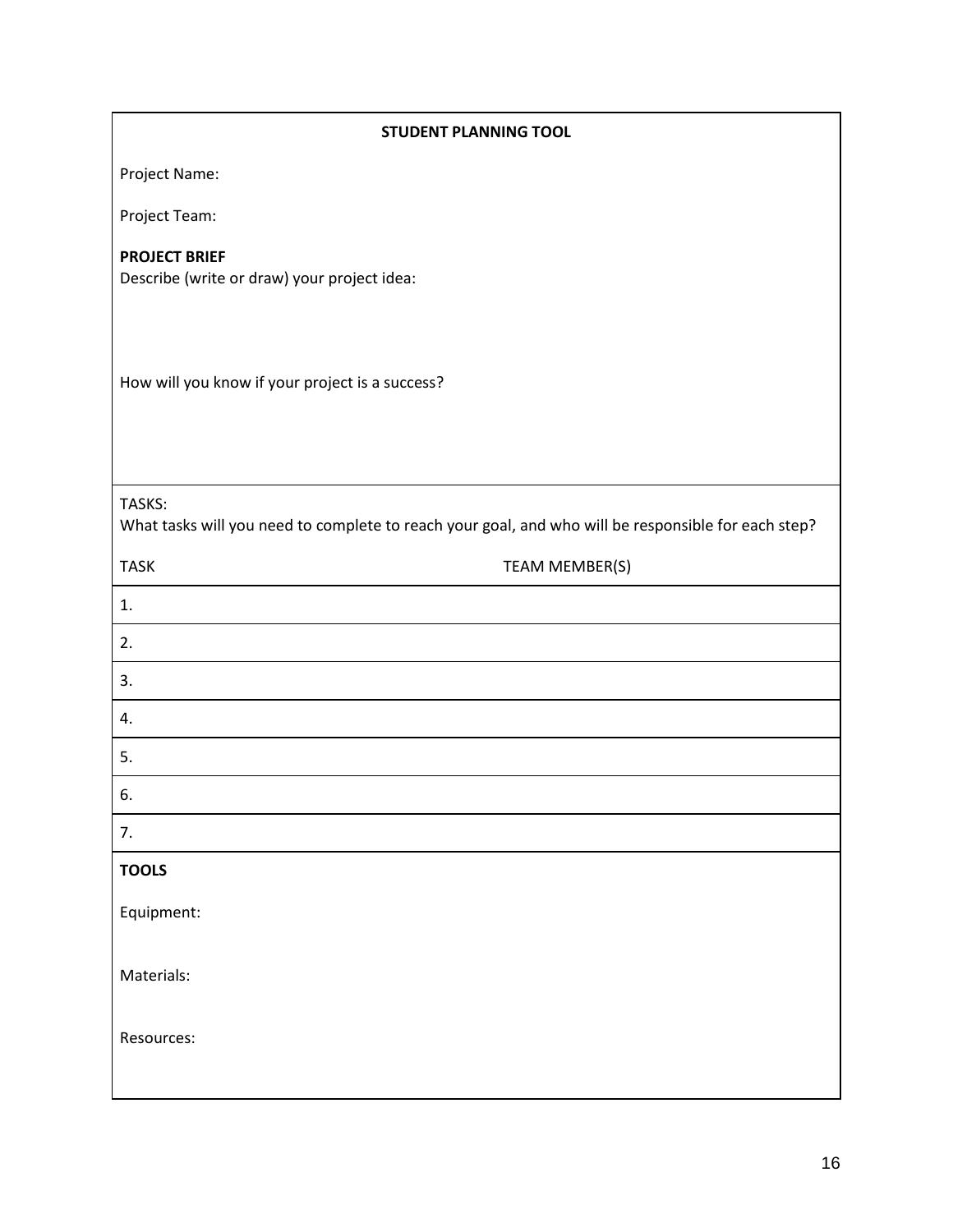**STUDENT PLANNING TOOL**

Project Name:

Project Team:

**PROJECT BRIEF**
Describe (write or draw) your project idea:

How will you know if your project is a success?

TASKS:
What tasks will you need to complete to reach your goal, and who will be responsible for each step?

| TASK | TEAM MEMBER(S) |
| --- | --- |
| 1. | |
| 2. | |
| 3. | |
| 4. | |
| 5. | |
| 6. | |
| 7. | |

**TOOLS**

Equipment:

Materials:

Resources: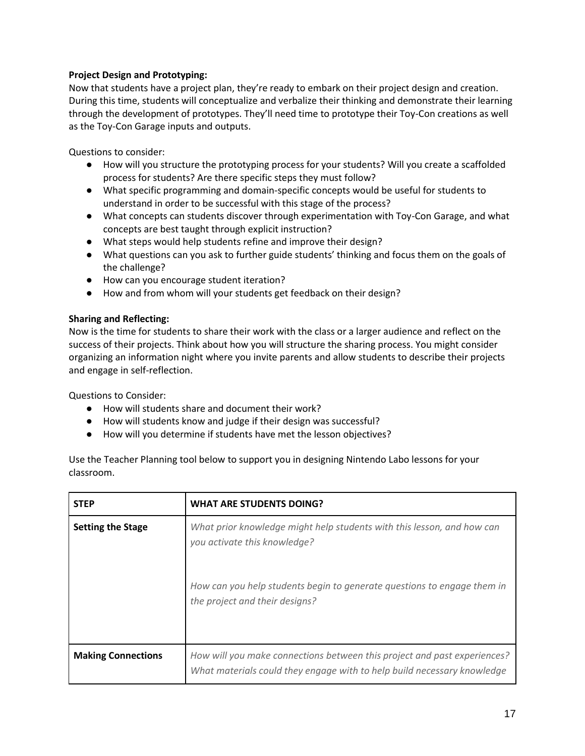**Project Design and Prototyping:**
Now that students have a project plan, they're ready to embark on their project design and creation. During this time, students will conceptualize and verbalize their thinking and demonstrate their learning through the development of prototypes. They'll need time to prototype their Toy-Con creations as well as the Toy-Con Garage inputs and outputs.

Questions to consider:

- How will you structure the prototyping process for your students? Will you create a scaffolded process for students? Are there specific steps they must follow?
- What specific programming and domain-specific concepts would be useful for students to understand in order to be successful with this stage of the process?
- What concepts can students discover through experimentation with Toy-Con Garage, and what concepts are best taught through explicit instruction?
- What steps would help students refine and improve their design?
- What questions can you ask to further guide students' thinking and focus them on the goals of the challenge?
- How can you encourage student iteration?
- How and from whom will your students get feedback on their design?

**Sharing and Reflecting:**
Now is the time for students to share their work with the class or a larger audience and reflect on the success of their projects. Think about how you will structure the sharing process. You might consider organizing an information night where you invite parents and allow students to describe their projects and engage in self-reflection.

Questions to Consider:

- How will students share and document their work?
- How will students know and judge if their design was successful?
- How will you determine if students have met the lesson objectives?

Use the Teacher Planning tool below to support you in designing Nintendo Labo lessons for your classroom.

| **STEP** | **WHAT ARE STUDENTS DOING?** |
|---|---|
| **Setting the Stage** | *What prior knowledge might help students with this lesson, and how can you activate this knowledge?*<br><br>*How can you help students begin to generate questions to engage them in the project and their designs?* |
| **Making Connections** | *How will you make connections between this project and past experiences? What materials could they engage with to help build necessary knowledge* |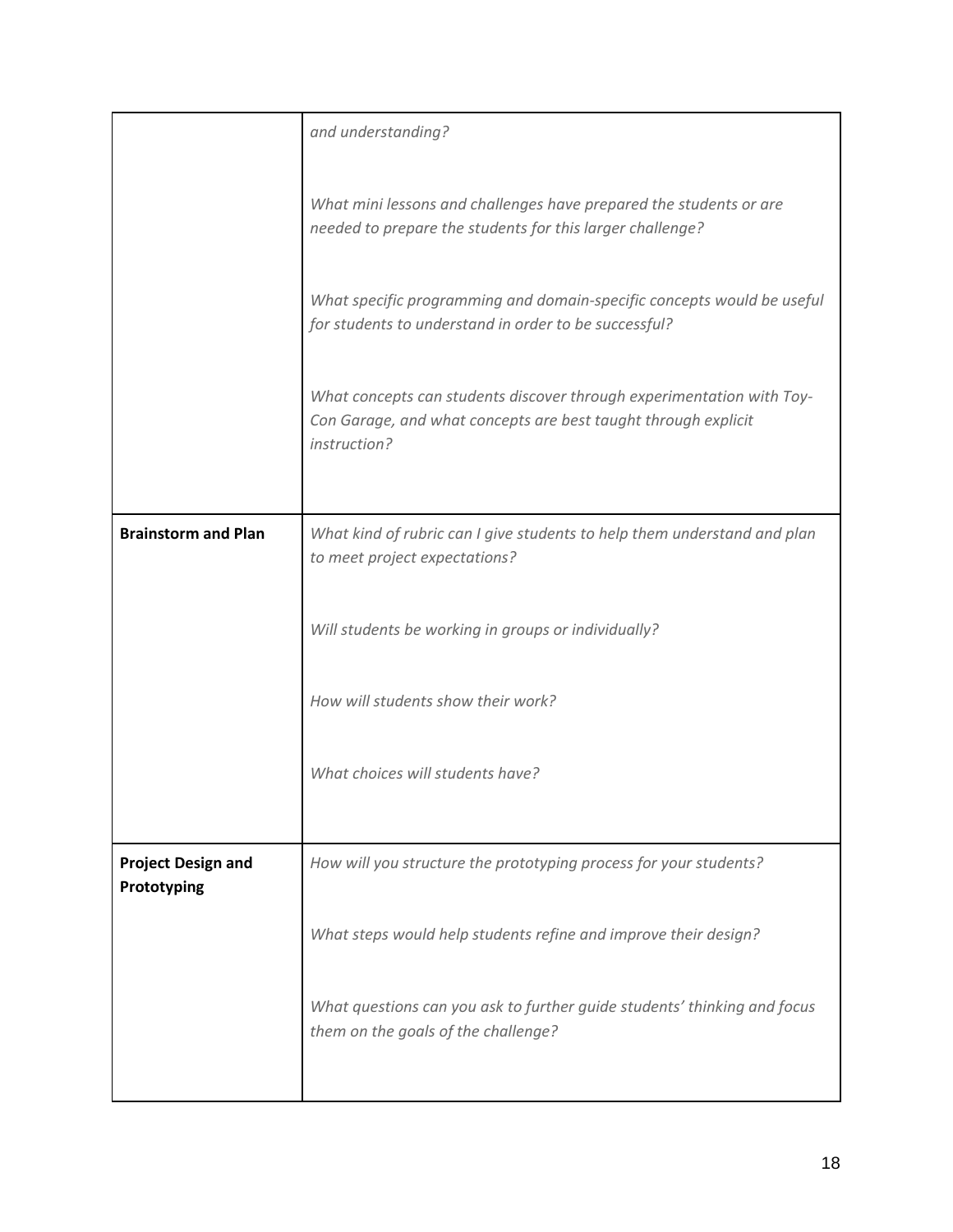| | |
|---|---|
| | *and understanding?*<br><br>*What mini lessons and challenges have prepared the students or are needed to prepare the students for this larger challenge?*<br><br>*What specific programming and domain-specific concepts would be useful for students to understand in order to be successful?*<br><br>*What concepts can students discover through experimentation with Toy-Con Garage, and what concepts are best taught through explicit instruction?* |
| **Brainstorm and Plan** | *What kind of rubric can I give students to help them understand and plan to meet project expectations?*<br><br>*Will students be working in groups or individually?*<br><br>*How will students show their work?*<br><br>*What choices will students have?* |
| **Project Design and Prototyping** | *How will you structure the prototyping process for your students?*<br><br>*What steps would help students refine and improve their design?*<br><br>*What questions can you ask to further guide students' thinking and focus them on the goals of the challenge?* |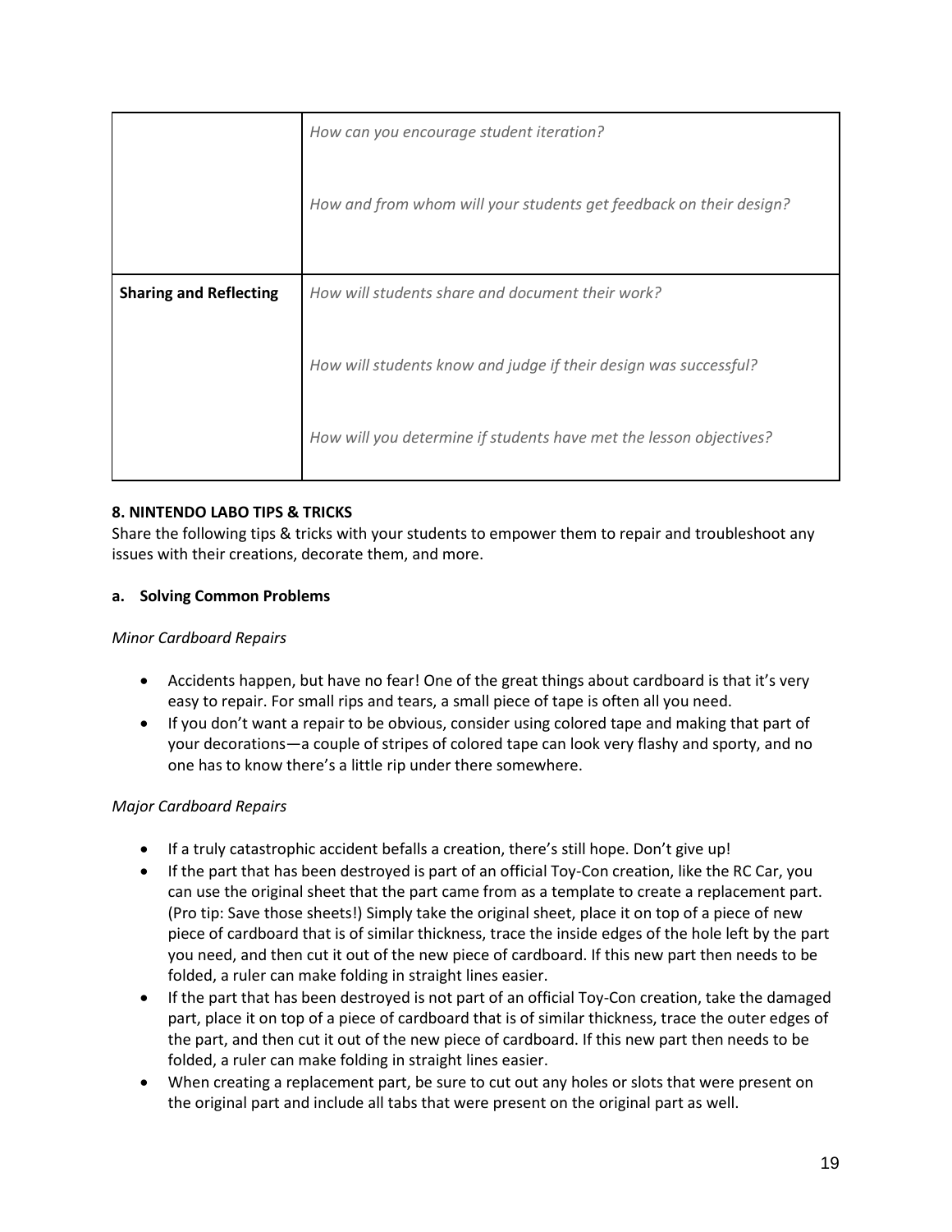| | |
|---|---|
| | *How can you encourage student iteration?*<br><br>*How and from whom will your students get feedback on their design?* |
| **Sharing and Reflecting** | *How will students share and document their work?*<br><br>*How will students know and judge if their design was successful?*<br><br>*How will you determine if students have met the lesson objectives?* |

### 8. NINTENDO LABO TIPS & TRICKS

Share the following tips & tricks with your students to empower them to repair and troubleshoot any issues with their creations, decorate them, and more.

#### a. Solving Common Problems

*Minor Cardboard Repairs*

- Accidents happen, but have no fear! One of the great things about cardboard is that it's very easy to repair. For small rips and tears, a small piece of tape is often all you need.
- If you don't want a repair to be obvious, consider using colored tape and making that part of your decorations—a couple of stripes of colored tape can look very flashy and sporty, and no one has to know there's a little rip under there somewhere.

*Major Cardboard Repairs*

- If a truly catastrophic accident befalls a creation, there's still hope. Don't give up!
- If the part that has been destroyed is part of an official Toy-Con creation, like the RC Car, you can use the original sheet that the part came from as a template to create a replacement part. (Pro tip: Save those sheets!) Simply take the original sheet, place it on top of a piece of new piece of cardboard that is of similar thickness, trace the inside edges of the hole left by the part you need, and then cut it out of the new piece of cardboard. If this new part then needs to be folded, a ruler can make folding in straight lines easier.
- If the part that has been destroyed is not part of an official Toy-Con creation, take the damaged part, place it on top of a piece of cardboard that is of similar thickness, trace the outer edges of the part, and then cut it out of the new piece of cardboard. If this new part then needs to be folded, a ruler can make folding in straight lines easier.
- When creating a replacement part, be sure to cut out any holes or slots that were present on the original part and include all tabs that were present on the original part as well.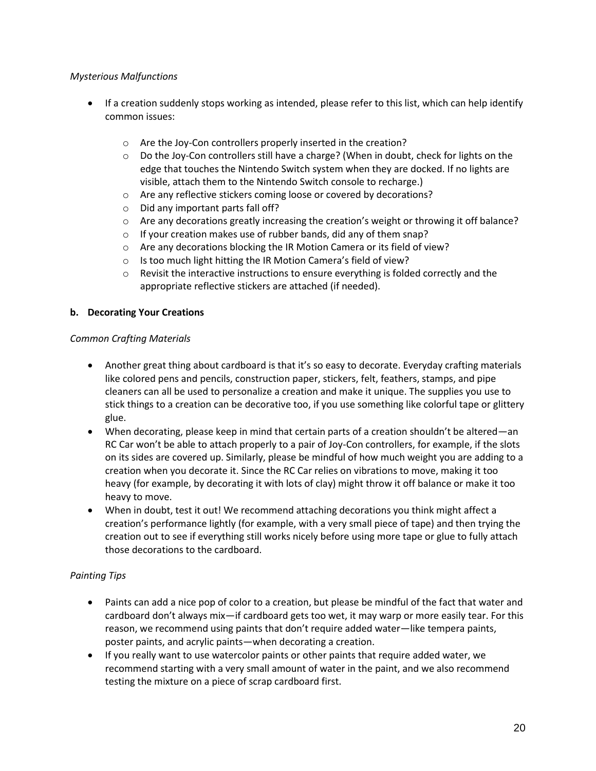*Mysterious Malfunctions*

- If a creation suddenly stops working as intended, please refer to this list, which can help identify common issues:
  - Are the Joy-Con controllers properly inserted in the creation?
  - Do the Joy-Con controllers still have a charge? (When in doubt, check for lights on the edge that touches the Nintendo Switch system when they are docked. If no lights are visible, attach them to the Nintendo Switch console to recharge.)
  - Are any reflective stickers coming loose or covered by decorations?
  - Did any important parts fall off?
  - Are any decorations greatly increasing the creation's weight or throwing it off balance?
  - If your creation makes use of rubber bands, did any of them snap?
  - Are any decorations blocking the IR Motion Camera or its field of view?
  - Is too much light hitting the IR Motion Camera's field of view?
  - Revisit the interactive instructions to ensure everything is folded correctly and the appropriate reflective stickers are attached (if needed).

**b. Decorating Your Creations**

*Common Crafting Materials*

- Another great thing about cardboard is that it's so easy to decorate. Everyday crafting materials like colored pens and pencils, construction paper, stickers, felt, feathers, stamps, and pipe cleaners can all be used to personalize a creation and make it unique. The supplies you use to stick things to a creation can be decorative too, if you use something like colorful tape or glittery glue.
- When decorating, please keep in mind that certain parts of a creation shouldn't be altered—an RC Car won't be able to attach properly to a pair of Joy-Con controllers, for example, if the slots on its sides are covered up. Similarly, please be mindful of how much weight you are adding to a creation when you decorate it. Since the RC Car relies on vibrations to move, making it too heavy (for example, by decorating it with lots of clay) might throw it off balance or make it too heavy to move.
- When in doubt, test it out! We recommend attaching decorations you think might affect a creation's performance lightly (for example, with a very small piece of tape) and then trying the creation out to see if everything still works nicely before using more tape or glue to fully attach those decorations to the cardboard.

*Painting Tips*

- Paints can add a nice pop of color to a creation, but please be mindful of the fact that water and cardboard don't always mix—if cardboard gets too wet, it may warp or more easily tear. For this reason, we recommend using paints that don't require added water—like tempera paints, poster paints, and acrylic paints—when decorating a creation.
- If you really want to use watercolor paints or other paints that require added water, we recommend starting with a very small amount of water in the paint, and we also recommend testing the mixture on a piece of scrap cardboard first.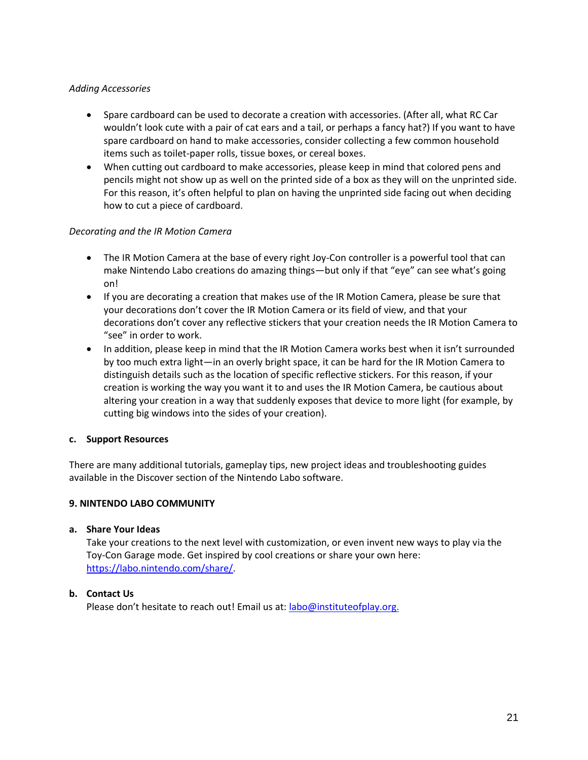*Adding Accessories*

- Spare cardboard can be used to decorate a creation with accessories. (After all, what RC Car wouldn't look cute with a pair of cat ears and a tail, or perhaps a fancy hat?) If you want to have spare cardboard on hand to make accessories, consider collecting a few common household items such as toilet-paper rolls, tissue boxes, or cereal boxes.
- When cutting out cardboard to make accessories, please keep in mind that colored pens and pencils might not show up as well on the printed side of a box as they will on the unprinted side. For this reason, it's often helpful to plan on having the unprinted side facing out when deciding how to cut a piece of cardboard.

*Decorating and the IR Motion Camera*

- The IR Motion Camera at the base of every right Joy-Con controller is a powerful tool that can make Nintendo Labo creations do amazing things—but only if that "eye" can see what's going on!
- If you are decorating a creation that makes use of the IR Motion Camera, please be sure that your decorations don't cover the IR Motion Camera or its field of view, and that your decorations don't cover any reflective stickers that your creation needs the IR Motion Camera to "see" in order to work.
- In addition, please keep in mind that the IR Motion Camera works best when it isn't surrounded by too much extra light—in an overly bright space, it can be hard for the IR Motion Camera to distinguish details such as the location of specific reflective stickers. For this reason, if your creation is working the way you want it to and uses the IR Motion Camera, be cautious about altering your creation in a way that suddenly exposes that device to more light (for example, by cutting big windows into the sides of your creation).

### c. Support Resources

There are many additional tutorials, gameplay tips, new project ideas and troubleshooting guides available in the Discover section of the Nintendo Labo software.

## 9. NINTENDO LABO COMMUNITY

### a. Share Your Ideas

Take your creations to the next level with customization, or even invent new ways to play via the Toy-Con Garage mode. Get inspired by cool creations or share your own here: https://labo.nintendo.com/share/.

### b. Contact Us

Please don't hesitate to reach out! Email us at: labo@instituteofplay.org.